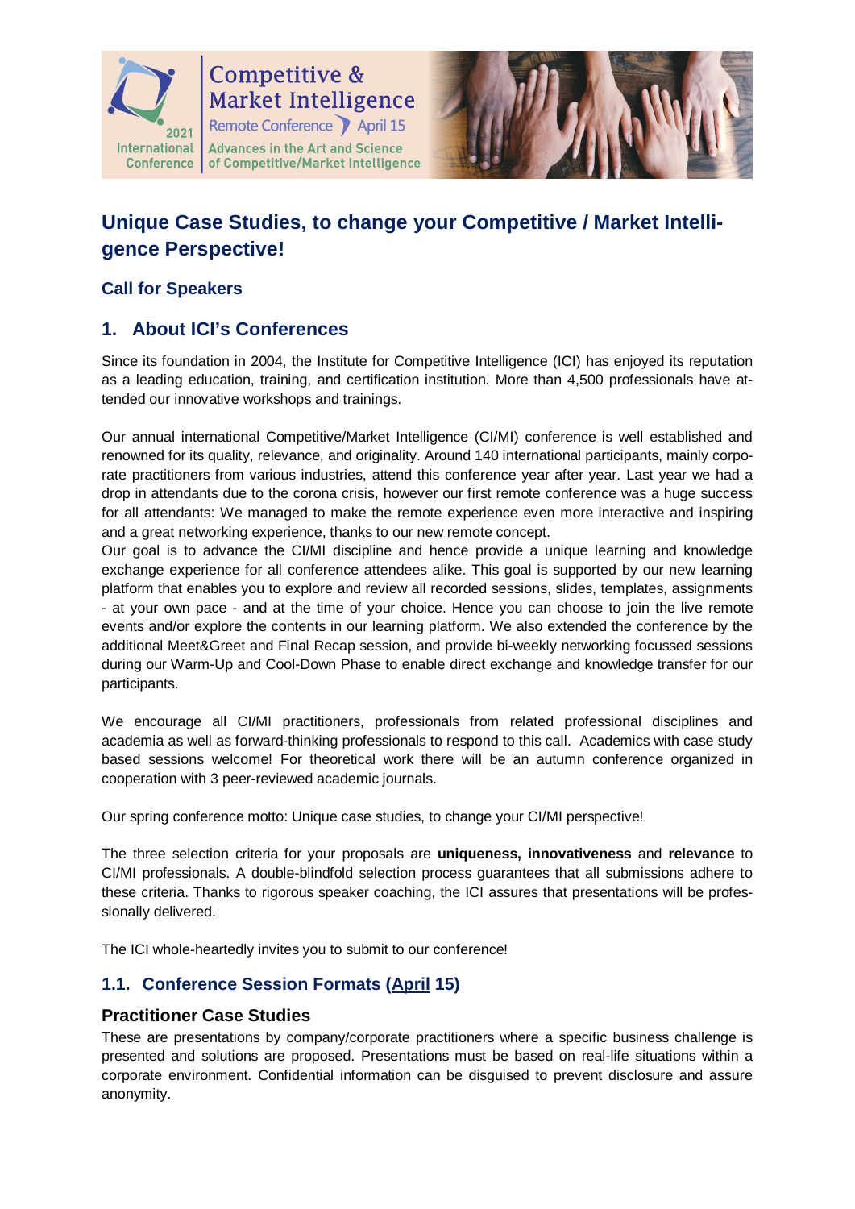Competitive & Market Intelligence

2021 International Conference

Remote Conference April 15

Advances in the Art and Science of Competitive/Market Intelligence

# Unique Case Studies, to change your Competitive / Market Intelligence Perspective!

### Call for Speakers

## 1. About ICI's Conferences

Since its foundation in 2004, the Institute for Competitive Intelligence (ICI) has enjoyed its reputation as a leading education, training, and certification institution. More than 4,500 professionals have attended our innovative workshops and trainings.

Our annual international Competitive/Market Intelligence (CI/MI) conference is well established and renowned for its quality, relevance, and originality. Around 140 international participants, mainly corporate practitioners from various industries, attend this conference year after year. Last year we had a drop in attendants due to the corona crisis, however our first remote conference was a huge success for all attendants: We managed to make the remote experience even more interactive and inspiring and a great networking experience, thanks to our new remote concept.
Our goal is to advance the CI/MI discipline and hence provide a unique learning and knowledge exchange experience for all conference attendees alike. This goal is supported by our new learning platform that enables you to explore and review all recorded sessions, slides, templates, assignments - at your own pace - and at the time of your choice. Hence you can choose to join the live remote events and/or explore the contents in our learning platform. We also extended the conference by the additional Meet&Greet and Final Recap session, and provide bi-weekly networking focussed sessions during our Warm-Up and Cool-Down Phase to enable direct exchange and knowledge transfer for our participants.

We encourage all CI/MI practitioners, professionals from related professional disciplines and academia as well as forward-thinking professionals to respond to this call. Academics with case study based sessions welcome! For theoretical work there will be an autumn conference organized in cooperation with 3 peer-reviewed academic journals.

Our spring conference motto: Unique case studies, to change your CI/MI perspective!

The three selection criteria for your proposals are **uniqueness, innovativeness** and **relevance** to CI/MI professionals. A double-blindfold selection process guarantees that all submissions adhere to these criteria. Thanks to rigorous speaker coaching, the ICI assures that presentations will be professionally delivered.

The ICI whole-heartedly invites you to submit to our conference!

### 1.1. Conference Session Formats (April 15)

#### Practitioner Case Studies

These are presentations by company/corporate practitioners where a specific business challenge is presented and solutions are proposed. Presentations must be based on real-life situations within a corporate environment. Confidential information can be disguised to prevent disclosure and assure anonymity.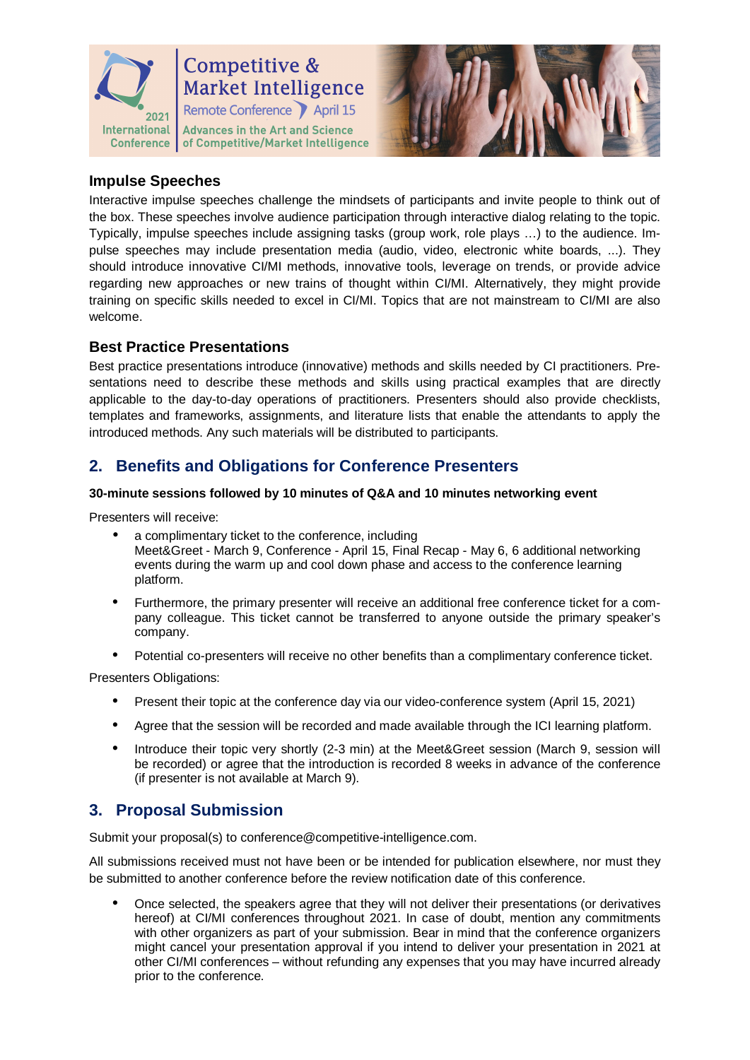### Impulse Speeches

Interactive impulse speeches challenge the mindsets of participants and invite people to think out of the box. These speeches involve audience participation through interactive dialog relating to the topic. Typically, impulse speeches include assigning tasks (group work, role plays …) to the audience. Impulse speeches may include presentation media (audio, video, electronic white boards, ...). They should introduce innovative CI/MI methods, innovative tools, leverage on trends, or provide advice regarding new approaches or new trains of thought within CI/MI. Alternatively, they might provide training on specific skills needed to excel in CI/MI. Topics that are not mainstream to CI/MI are also welcome.

### Best Practice Presentations

Best practice presentations introduce (innovative) methods and skills needed by CI practitioners. Presentations need to describe these methods and skills using practical examples that are directly applicable to the day-to-day operations of practitioners. Presenters should also provide checklists, templates and frameworks, assignments, and literature lists that enable the attendants to apply the introduced methods. Any such materials will be distributed to participants.

## 2. Benefits and Obligations for Conference Presenters

**30-minute sessions followed by 10 minutes of Q&A and 10 minutes networking event**

Presenters will receive:

- a complimentary ticket to the conference, including Meet&Greet - March 9, Conference - April 15, Final Recap - May 6, 6 additional networking events during the warm up and cool down phase and access to the conference learning platform.
- Furthermore, the primary presenter will receive an additional free conference ticket for a company colleague. This ticket cannot be transferred to anyone outside the primary speaker's company.
- Potential co-presenters will receive no other benefits than a complimentary conference ticket.

Presenters Obligations:

- Present their topic at the conference day via our video-conference system (April 15, 2021)
- Agree that the session will be recorded and made available through the ICI learning platform.
- Introduce their topic very shortly (2-3 min) at the Meet&Greet session (March 9, session will be recorded) or agree that the introduction is recorded 8 weeks in advance of the conference (if presenter is not available at March 9).

## 3. Proposal Submission

Submit your proposal(s) to conference@competitive-intelligence.com.

All submissions received must not have been or be intended for publication elsewhere, nor must they be submitted to another conference before the review notification date of this conference.

- Once selected, the speakers agree that they will not deliver their presentations (or derivatives hereof) at CI/MI conferences throughout 2021. In case of doubt, mention any commitments with other organizers as part of your submission. Bear in mind that the conference organizers might cancel your presentation approval if you intend to deliver your presentation in 2021 at other CI/MI conferences – without refunding any expenses that you may have incurred already prior to the conference.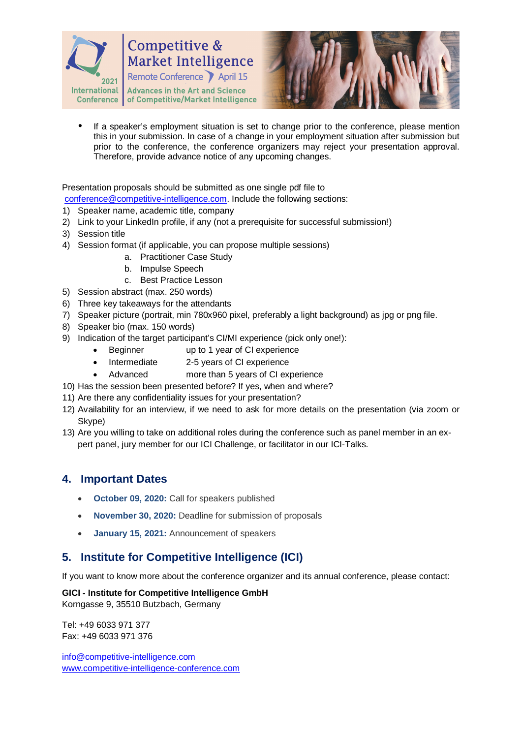- If a speaker's employment situation is set to change prior to the conference, please mention this in your submission. In case of a change in your employment situation after submission but prior to the conference, the conference organizers may reject your presentation approval. Therefore, provide advance notice of any upcoming changes.

Presentation proposals should be submitted as one single pdf file to conference@competitive-intelligence.com. Include the following sections:

1) Speaker name, academic title, company
2) Link to your LinkedIn profile, if any (not a prerequisite for successful submission!)
3) Session title
4) Session format (if applicable, you can propose multiple sessions)
   a. Practitioner Case Study
   b. Impulse Speech
   c. Best Practice Lesson
5) Session abstract (max. 250 words)
6) Three key takeaways for the attendants
7) Speaker picture (portrait, min 780x960 pixel, preferably a light background) as jpg or png file.
8) Speaker bio (max. 150 words)
9) Indication of the target participant's CI/MI experience (pick only one!):
   - Beginner up to 1 year of CI experience
   - Intermediate 2-5 years of CI experience
   - Advanced more than 5 years of CI experience
10) Has the session been presented before? If yes, when and where?
11) Are there any confidentiality issues for your presentation?
12) Availability for an interview, if we need to ask for more details on the presentation (via zoom or Skype)
13) Are you willing to take on additional roles during the conference such as panel member in an expert panel, jury member for our ICI Challenge, or facilitator in our ICI-Talks.

## 4. Important Dates

- **October 09, 2020:** Call for speakers published
- **November 30, 2020:** Deadline for submission of proposals
- **January 15, 2021:** Announcement of speakers

## 5. Institute for Competitive Intelligence (ICI)

If you want to know more about the conference organizer and its annual conference, please contact:

**GICI - Institute for Competitive Intelligence GmbH**
Korngasse 9, 35510 Butzbach, Germany

Tel: +49 6033 971 377
Fax: +49 6033 971 376

info@competitive-intelligence.com
www.competitive-intelligence-conference.com